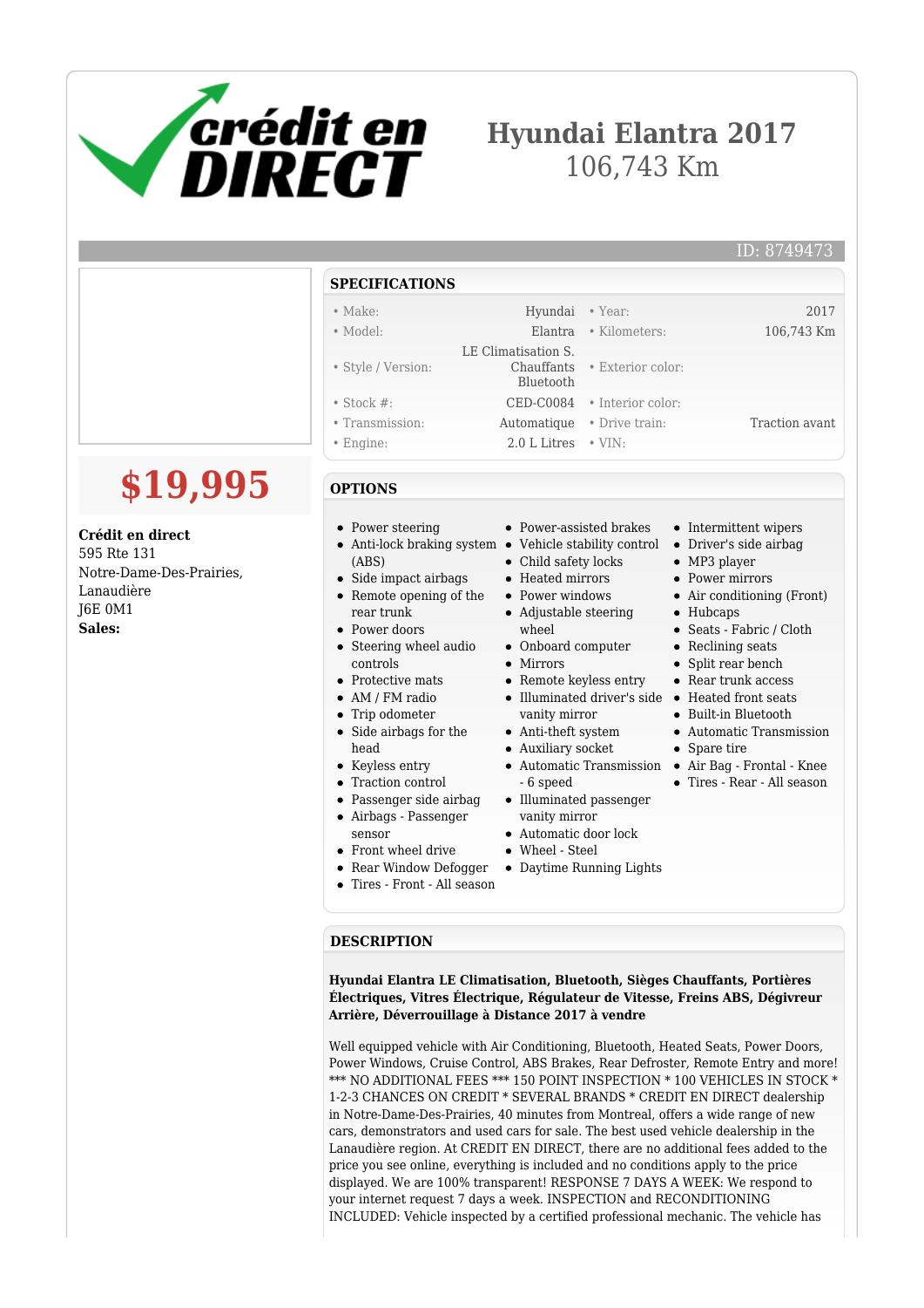# Hyundai Elantra 2017

106,743 Km

ID: 8749473

**$19,995**

**Crédit en direct**
595 Rte 131
Notre-Dame-Des-Prairies, Lanaudière
J6E 0M1
**Sales:**

## SPECIFICATIONS

| | | | |
|---|---|---|---|
| • Make: | Hyundai | • Year: | 2017 |
| • Model: | Elantra | • Kilometers: | 106,743 Km |
| • Style / Version: | LE Climatisation S. Chauffants Bluetooth | • Exterior color: | |
| • Stock #: | CED-C0084 | • Interior color: | |
| • Transmission: | Automatique | • Drive train: | Traction avant |
| • Engine: | 2.0 L Litres | • VIN: | |

## OPTIONS

- Power steering
- Anti-lock braking system (ABS)
- Side impact airbags
- Remote opening of the rear trunk
- Power doors
- Steering wheel audio controls
- Protective mats
- AM / FM radio
- Trip odometer
- Side airbags for the head
- Keyless entry
- Traction control
- Passenger side airbag
- Airbags - Passenger sensor
- Front wheel drive
- Rear Window Defogger
- Tires - Front - All season
- Power-assisted brakes
- Vehicle stability control
- Child safety locks
- Heated mirrors
- Power windows
- Adjustable steering wheel
- Onboard computer
- Mirrors
- Remote keyless entry
- Illuminated driver's side vanity mirror
- Anti-theft system
- Auxiliary socket
- Automatic Transmission - 6 speed
- Illuminated passenger vanity mirror
- Automatic door lock
- Wheel - Steel
- Daytime Running Lights
- Intermittent wipers
- Driver's side airbag
- MP3 player
- Power mirrors
- Air conditioning (Front)
- Hubcaps
- Seats - Fabric / Cloth
- Reclining seats
- Split rear bench
- Rear trunk access
- Heated front seats
- Built-in Bluetooth
- Automatic Transmission
- Spare tire
- Air Bag - Frontal - Knee
- Tires - Rear - All season

## DESCRIPTION

**Hyundai Elantra LE Climatisation, Bluetooth, Sièges Chauffants, Portières Électriques, Vitres Électrique, Régulateur de Vitesse, Freins ABS, Dégivreur Arrière, Déverrouillage à Distance 2017 à vendre**

Well equipped vehicle with Air Conditioning, Bluetooth, Heated Seats, Power Doors, Power Windows, Cruise Control, ABS Brakes, Rear Defroster, Remote Entry and more! *** NO ADDITIONAL FEES *** 150 POINT INSPECTION * 100 VEHICLES IN STOCK * 1-2-3 CHANCES ON CREDIT * SEVERAL BRANDS * CREDIT EN DIRECT dealership in Notre-Dame-Des-Prairies, 40 minutes from Montreal, offers a wide range of new cars, demonstrators and used cars for sale. The best used vehicle dealership in the Lanaudière region. At CREDIT EN DIRECT, there are no additional fees added to the price you see online, everything is included and no conditions apply to the price displayed. We are 100% transparent! RESPONSE 7 DAYS A WEEK: We respond to your internet request 7 days a week. INSPECTION and RECONDITIONING INCLUDED: Vehicle inspected by a certified professional mechanic. The vehicle has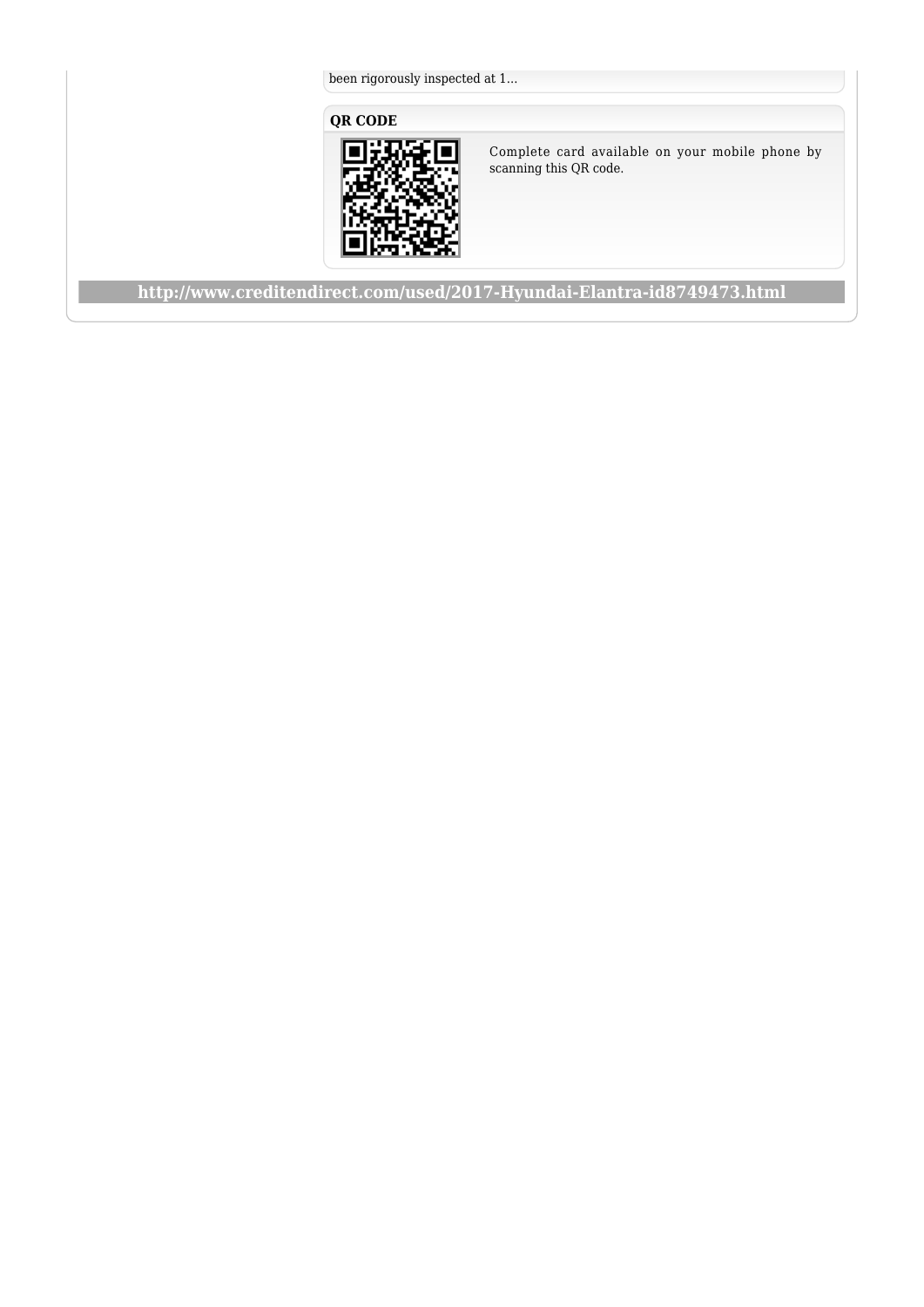been rigorously inspected at 1...

### QR CODE

Complete card available on your mobile phone by scanning this QR code.

**http://www.creditendirect.com/used/2017-Hyundai-Elantra-id8749473.html**